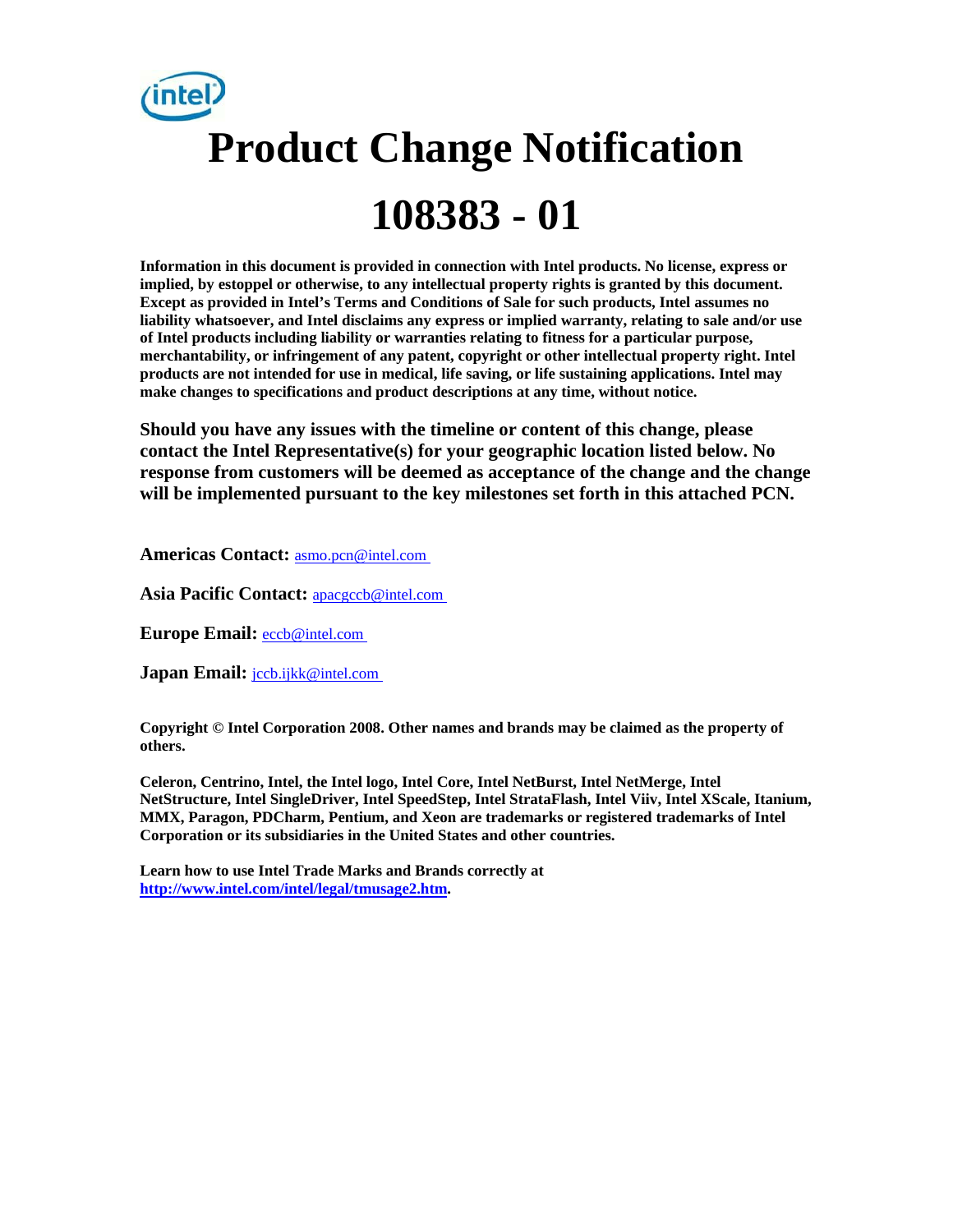# Product Change Notification

# 108383 - 01

**Information in this document is provided in connection with Intel products. No license, express or implied, by estoppel or otherwise, to any intellectual property rights is granted by this document. Except as provided in Intel's Terms and Conditions of Sale for such products, Intel assumes no liability whatsoever, and Intel disclaims any express or implied warranty, relating to sale and/or use of Intel products including liability or warranties relating to fitness for a particular purpose, merchantability, or infringement of any patent, copyright or other intellectual property right. Intel products are not intended for use in medical, life saving, or life sustaining applications. Intel may make changes to specifications and product descriptions at any time, without notice.**

**Should you have any issues with the timeline or content of this change, please contact the Intel Representative(s) for your geographic location listed below. No response from customers will be deemed as acceptance of the change and the change will be implemented pursuant to the key milestones set forth in this attached PCN.**

**Americas Contact:** asmo.pcn@intel.com

**Asia Pacific Contact:** apacgccb@intel.com

**Europe Email:** eccb@intel.com

**Japan Email:** jccb.ijkk@intel.com

**Copyright © Intel Corporation 2008. Other names and brands may be claimed as the property of others.**

**Celeron, Centrino, Intel, the Intel logo, Intel Core, Intel NetBurst, Intel NetMerge, Intel NetStructure, Intel SingleDriver, Intel SpeedStep, Intel StrataFlash, Intel Viiv, Intel XScale, Itanium, MMX, Paragon, PDCharm, Pentium, and Xeon are trademarks or registered trademarks of Intel Corporation or its subsidiaries in the United States and other countries.**

**Learn how to use Intel Trade Marks and Brands correctly at [http://www.intel.com/intel/legal/tmusage2.htm](http://www.intel.com/intel/legal/tmusage2.htm).**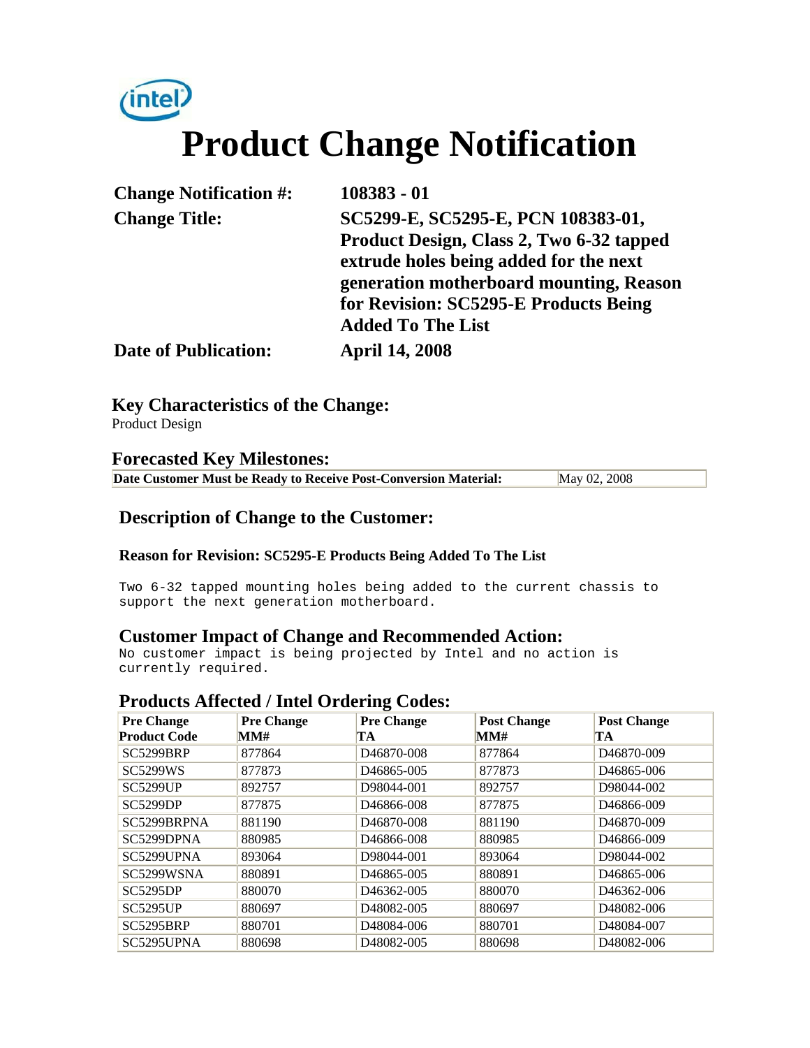intel

# Product Change Notification

| | |
|---|---|
| **Change Notification #:** | **108383 - 01** |
| **Change Title:** | **SC5299-E, SC5295-E, PCN 108383-01, Product Design, Class 2, Two 6-32 tapped extrude holes being added for the next generation motherboard mounting, Reason for Revision: SC5295-E Products Being Added To The List** |
| **Date of Publication:** | **April 14, 2008** |

## Key Characteristics of the Change:

Product Design

## Forecasted Key Milestones:

| | |
|---|---|
| **Date Customer Must be Ready to Receive Post-Conversion Material:** | May 02, 2008 |

## Description of Change to the Customer:

**Reason for Revision: SC5295-E Products Being Added To The List**

```
Two 6-32 tapped mounting holes being added to the current chassis to
support the next generation motherboard.
```

## Customer Impact of Change and Recommended Action:

```
No customer impact is being projected by Intel and no action is
currently required.
```

## Products Affected / Intel Ordering Codes:

| Pre Change Product Code | Pre Change MM# | Pre Change TA | Post Change MM# | Post Change TA |
|---|---|---|---|---|
| SC5299BRP | 877864 | D46870-008 | 877864 | D46870-009 |
| SC5299WS | 877873 | D46865-005 | 877873 | D46865-006 |
| SC5299UP | 892757 | D98044-001 | 892757 | D98044-002 |
| SC5299DP | 877875 | D46866-008 | 877875 | D46866-009 |
| SC5299BRPNA | 881190 | D46870-008 | 881190 | D46870-009 |
| SC5299DPNA | 880985 | D46866-008 | 880985 | D46866-009 |
| SC5299UPNA | 893064 | D98044-001 | 893064 | D98044-002 |
| SC5299WSNA | 880891 | D46865-005 | 880891 | D46865-006 |
| SC5295DP | 880070 | D46362-005 | 880070 | D46362-006 |
| SC5295UP | 880697 | D48082-005 | 880697 | D48082-006 |
| SC5295BRP | 880701 | D48084-006 | 880701 | D48084-007 |
| SC5295UPNA | 880698 | D48082-005 | 880698 | D48082-006 |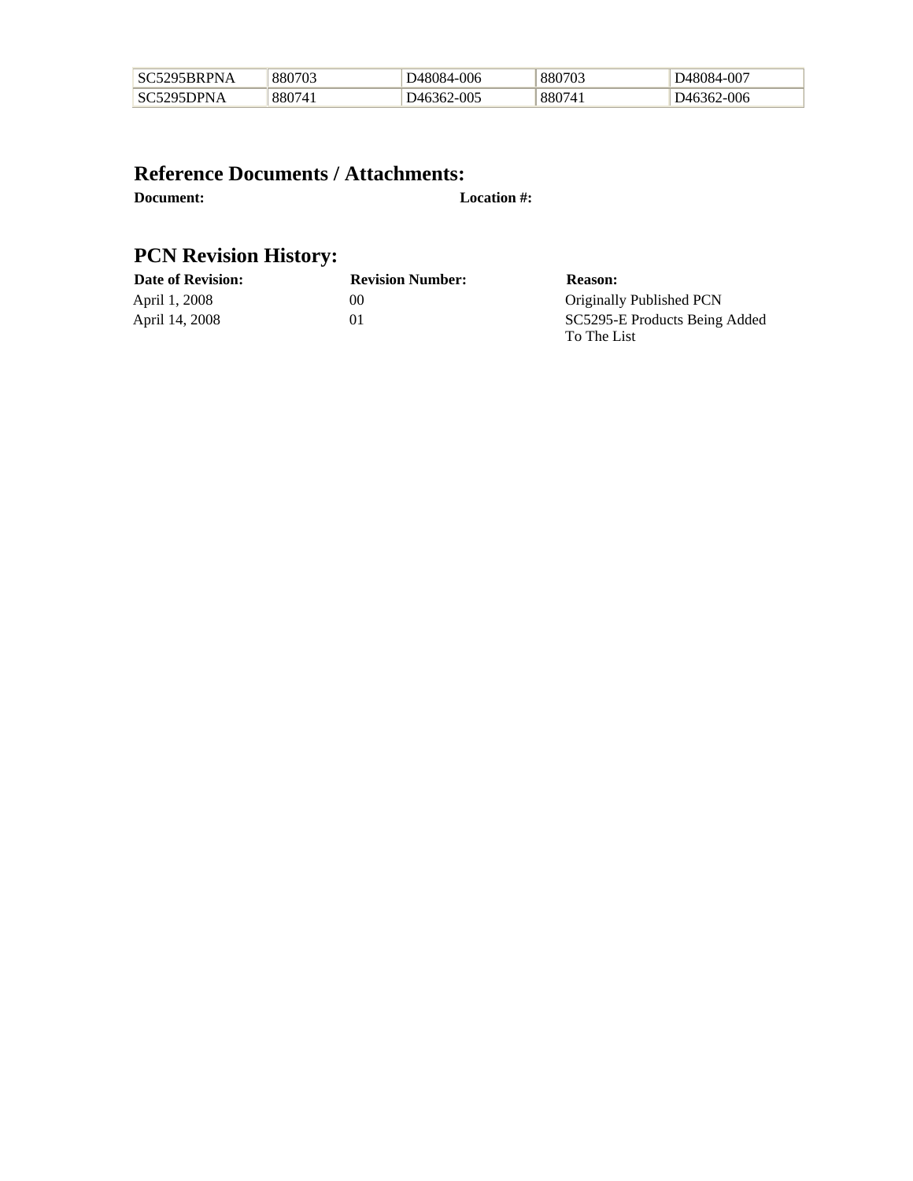| | | | | |
|---|---|---|---|---|
| SC5295BRPNA | 880703 | D48084-006 | 880703 | D48084-007 |
| SC5295DPNA | 880741 | D46362-005 | 880741 | D46362-006 |

## Reference Documents / Attachments:

**Document:** **Location #:**

## PCN Revision History:

| Date of Revision: | Revision Number: | Reason: |
|---|---|---|
| April 1, 2008 | 00 | Originally Published PCN |
| April 14, 2008 | 01 | SC5295-E Products Being Added To The List |